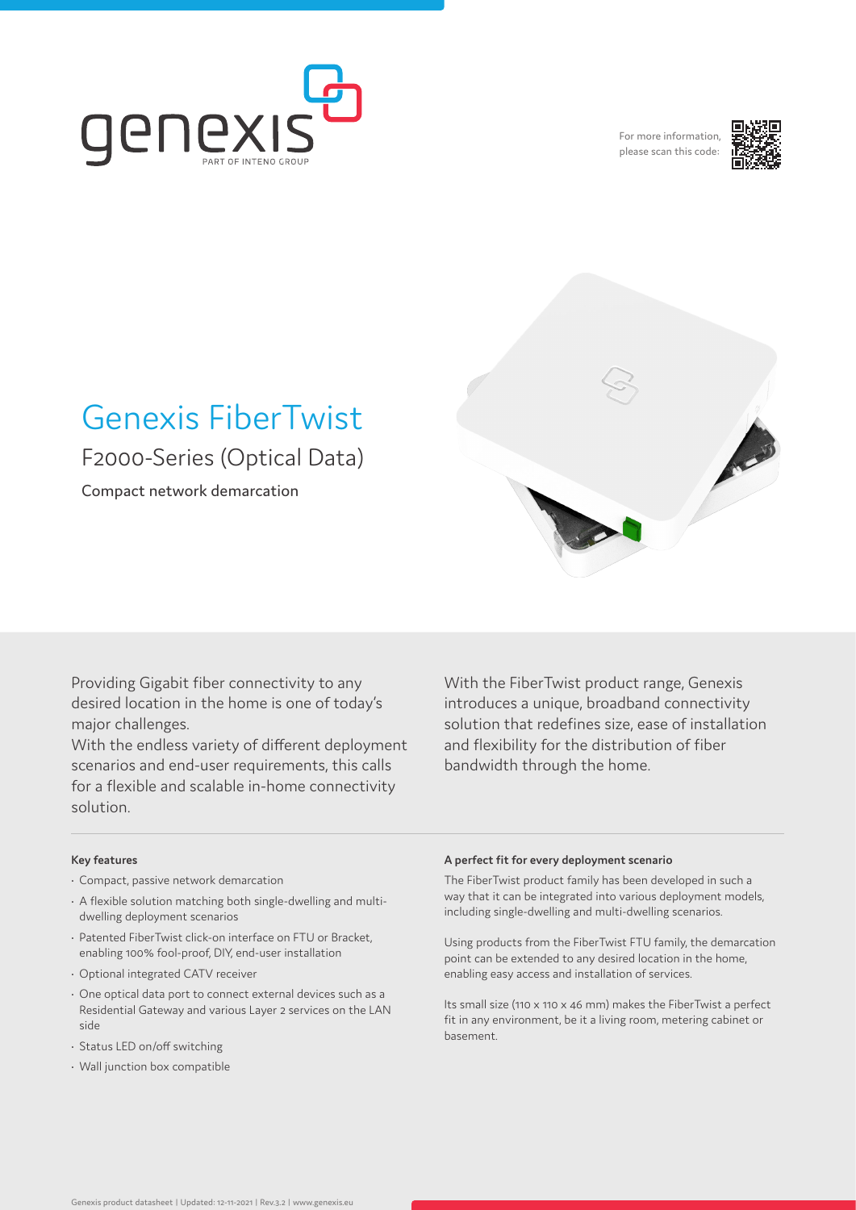For more information, please scan this code:

# Genexis FiberTwist

## F2000-Series (Optical Data)

Compact network demarcation

Providing Gigabit fiber connectivity to any desired location in the home is one of today's major challenges.
With the endless variety of different deployment scenarios and end-user requirements, this calls for a flexible and scalable in-home connectivity solution.

With the FiberTwist product range, Genexis introduces a unique, broadband connectivity solution that redefines size, ease of installation and flexibility for the distribution of fiber bandwidth through the home.

### Key features

- Compact, passive network demarcation
- A flexible solution matching both single-dwelling and multi-dwelling deployment scenarios
- Patented FiberTwist click-on interface on FTU or Bracket, enabling 100% fool-proof, DIY, end-user installation
- Optional integrated CATV receiver
- One optical data port to connect external devices such as a Residential Gateway and various Layer 2 services on the LAN side
- Status LED on/off switching
- Wall junction box compatible

### A perfect fit for every deployment scenario

The FiberTwist product family has been developed in such a way that it can be integrated into various deployment models, including single-dwelling and multi-dwelling scenarios.

Using products from the FiberTwist FTU family, the demarcation point can be extended to any desired location in the home, enabling easy access and installation of services.

Its small size (110 x 110 x 46 mm) makes the FiberTwist a perfect fit in any environment, be it a living room, metering cabinet or basement.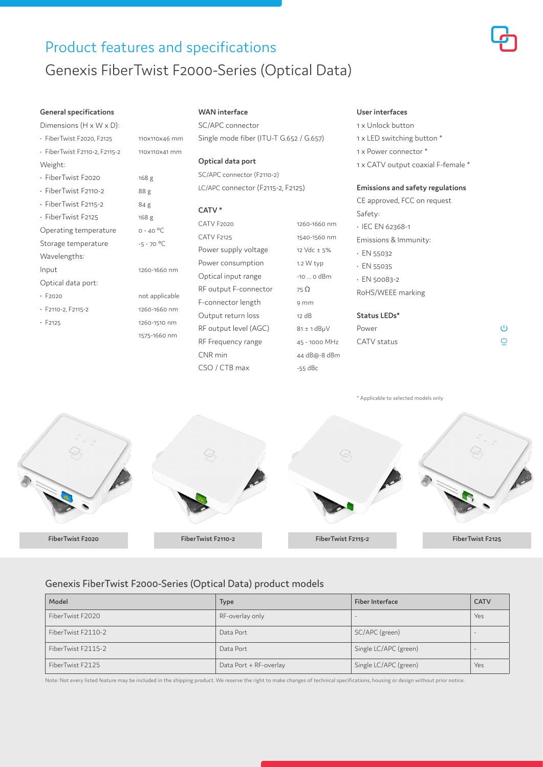# Product features and specifications

## Genexis FiberTwist F2000-Series (Optical Data)

### General specifications

Dimensions (H x W x D):

| | |
|---|---|
| · FiberTwist F2020, F2125 | 110x110x46 mm |
| · FiberTwist F2110-2, F2115-2 | 110x110x41 mm |

Weight:

| | |
|---|---|
| · FiberTwist F2020 | 168 g |
| · FiberTwist F2110-2 | 88 g |
| · FiberTwist F2115-2 | 84 g |
| · FiberTwist F2125 | 168 g |
| Operating temperature | 0 - 40 °C |
| Storage temperature | -5 - 70 °C |

Wavelengths:

| | |
|---|---|
| Input | 1260-1660 nm |

Optical data port:

| | |
|---|---|
| · F2020 | not applicable |
| · F2110-2, F2115-2 | 1260-1660 nm |
| · F2125 | 1260-1510 nm<br>1575-1660 nm |

### WAN interface

SC/APC connector

Single mode fiber (ITU-T G.652 / G.657)

### Optical data port

SC/APC connector (F2110-2)

LC/APC connector (F2115-2, F2125)

### CATV *

| | |
|---|---|
| CATV F2020 | 1260-1660 nm |
| CATV F2125 | 1540-1560 nm |
| Power supply voltage | 12 Vdc ± 5% |
| Power consumption | 1.2 W typ |
| Optical input range | -10 ... 0 dBm |
| RF output F-connector | 75 Ω |
| F-connector length | 9 mm |
| Output return loss | 12 dB |
| RF output level (AGC) | 81 ± 1 dBμV |
| RF Frequency range | 45 - 1000 MHz |
| CNR min | 44 dB@-8 dBm |
| CSO / CTB max | -55 dBc |

### User interfaces

1 x Unlock button

1 x LED switching button *

1 x Power connector *

1 x CATV output coaxial F-female *

### Emissions and safety regulations

CE approved, FCC on request

Safety:

- IEC EN 62368-1

Emissions & Immunity:

- EN 55032
- EN 55035
- EN 50083-2

RoHS/WEEE marking

### Status LEDs*

Power

CATV status

\* Applicable to selected models only

FiberTwist F2020

FiberTwist F2110-2

FiberTwist F2115-2

FiberTwist F2125

## Genexis FiberTwist F2000-Series (Optical Data) product models

| Model | Type | Fiber Interface | CATV |
|---|---|---|---|
| FiberTwist F2020 | RF-overlay only | - | Yes |
| FiberTwist F2110-2 | Data Port | SC/APC (green) | - |
| FiberTwist F2115-2 | Data Port | Single LC/APC (green) | - |
| FiberTwist F2125 | Data Port + RF-overlay | Single LC/APC (green) | Yes |

Note: Not every listed feature may be included in the shipping product. We reserve the right to make changes of technical specifications, housing or design without prior notice.